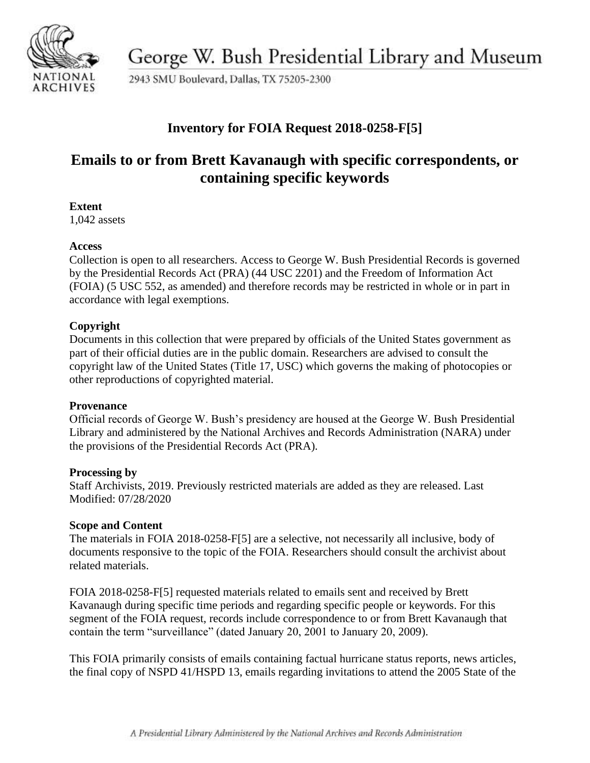George W. Bush Presidential Library and Museum

2943 SMU Boulevard, Dallas, TX 75205-2300

## Inventory for FOIA Request 2018-0258-F[5]

# Emails to or from Brett Kavanaugh with specific correspondents, or containing specific keywords

**Extent**
1,042 assets

**Access**
Collection is open to all researchers. Access to George W. Bush Presidential Records is governed by the Presidential Records Act (PRA) (44 USC 2201) and the Freedom of Information Act (FOIA) (5 USC 552, as amended) and therefore records may be restricted in whole or in part in accordance with legal exemptions.

**Copyright**
Documents in this collection that were prepared by officials of the United States government as part of their official duties are in the public domain. Researchers are advised to consult the copyright law of the United States (Title 17, USC) which governs the making of photocopies or other reproductions of copyrighted material.

**Provenance**
Official records of George W. Bush's presidency are housed at the George W. Bush Presidential Library and administered by the National Archives and Records Administration (NARA) under the provisions of the Presidential Records Act (PRA).

**Processing by**
Staff Archivists, 2019. Previously restricted materials are added as they are released. Last Modified: 07/28/2020

**Scope and Content**
The materials in FOIA 2018-0258-F[5] are a selective, not necessarily all inclusive, body of documents responsive to the topic of the FOIA. Researchers should consult the archivist about related materials.

FOIA 2018-0258-F[5] requested materials related to emails sent and received by Brett Kavanaugh during specific time periods and regarding specific people or keywords. For this segment of the FOIA request, records include correspondence to or from Brett Kavanaugh that contain the term "surveillance" (dated January 20, 2001 to January 20, 2009).

This FOIA primarily consists of emails containing factual hurricane status reports, news articles, the final copy of NSPD 41/HSPD 13, emails regarding invitations to attend the 2005 State of the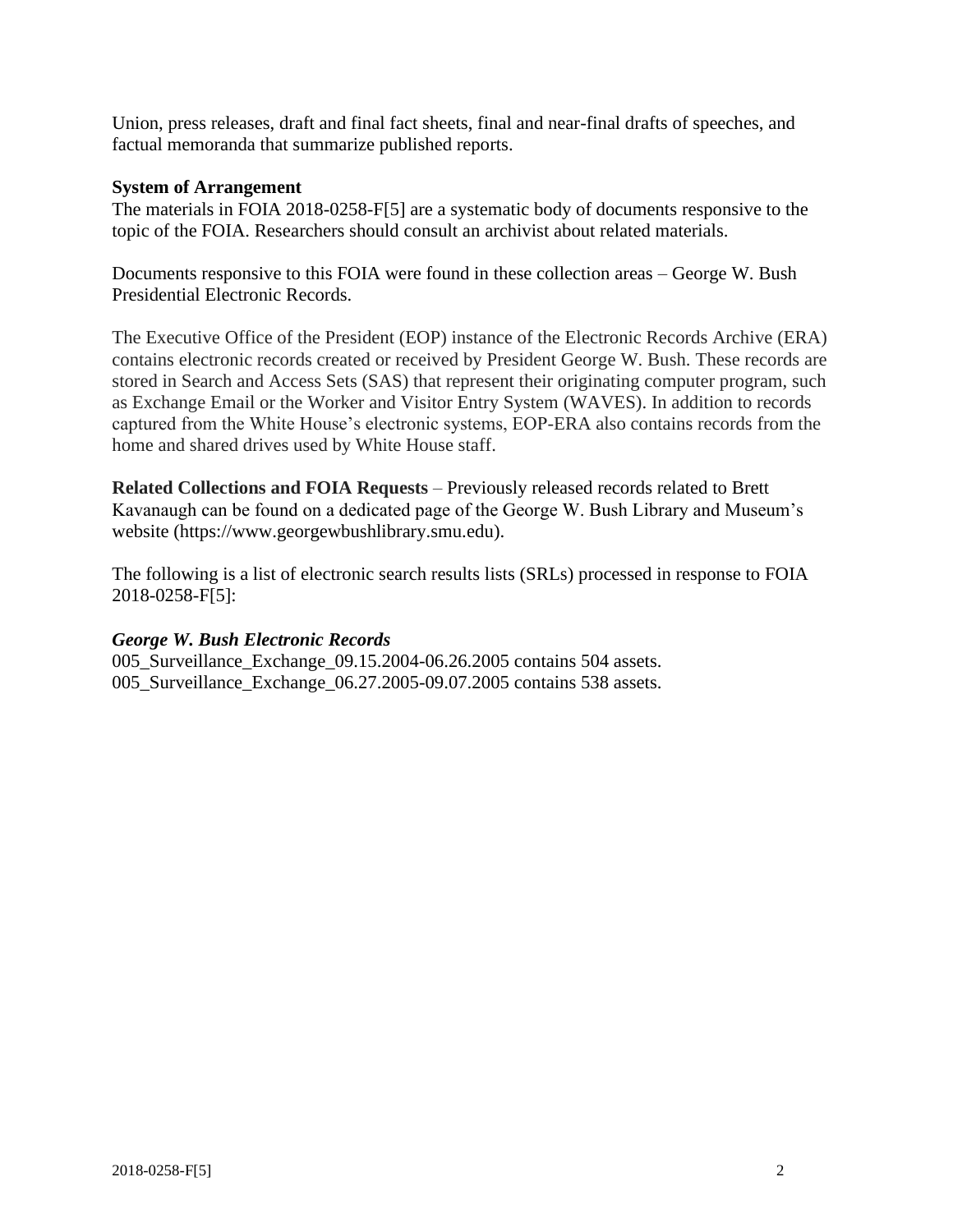Union, press releases, draft and final fact sheets, final and near-final drafts of speeches, and factual memoranda that summarize published reports.

**System of Arrangement**

The materials in FOIA 2018-0258-F[5] are a systematic body of documents responsive to the topic of the FOIA. Researchers should consult an archivist about related materials.

Documents responsive to this FOIA were found in these collection areas – George W. Bush Presidential Electronic Records.

The Executive Office of the President (EOP) instance of the Electronic Records Archive (ERA) contains electronic records created or received by President George W. Bush. These records are stored in Search and Access Sets (SAS) that represent their originating computer program, such as Exchange Email or the Worker and Visitor Entry System (WAVES). In addition to records captured from the White House's electronic systems, EOP-ERA also contains records from the home and shared drives used by White House staff.

**Related Collections and FOIA Requests** – Previously released records related to Brett Kavanaugh can be found on a dedicated page of the George W. Bush Library and Museum's website (https://www.georgewbushlibrary.smu.edu).

The following is a list of electronic search results lists (SRLs) processed in response to FOIA 2018-0258-F[5]:

***George W. Bush Electronic Records***

005_Surveillance_Exchange_09.15.2004-06.26.2005 contains 504 assets.
005_Surveillance_Exchange_06.27.2005-09.07.2005 contains 538 assets.